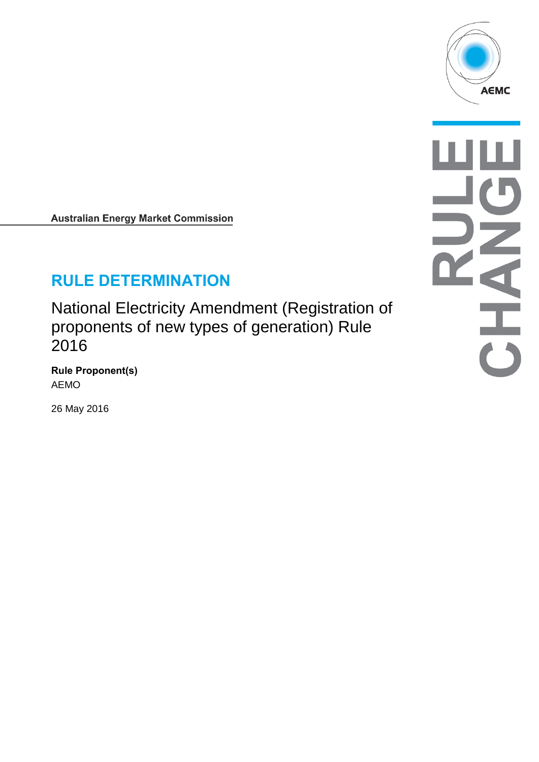Australian Energy Market Commission

# RULE DETERMINATION

National Electricity Amendment (Registration of proponents of new types of generation) Rule 2016

**Rule Proponent(s)**
AEMO

26 May 2016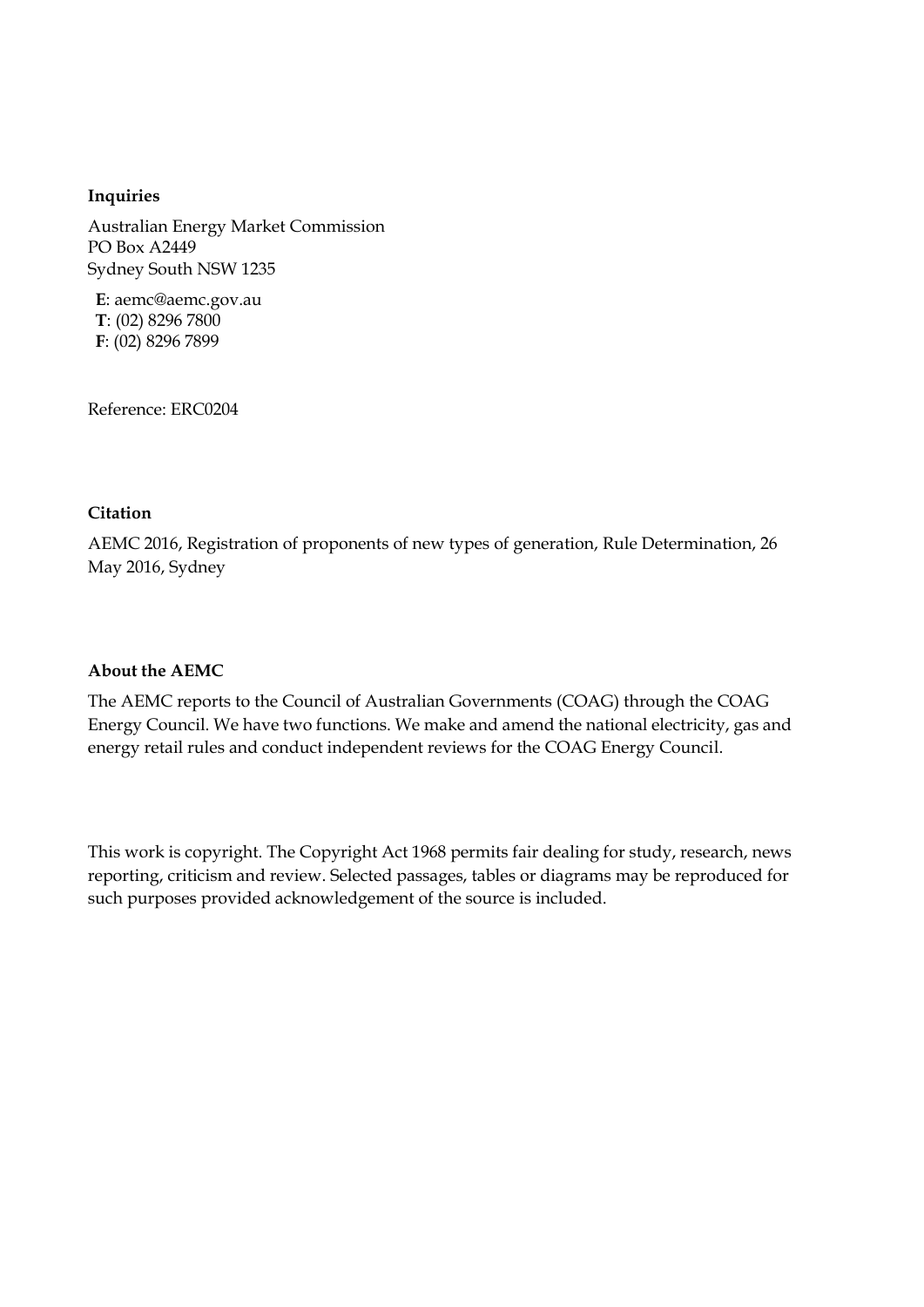**Inquiries**

Australian Energy Market Commission
PO Box A2449
Sydney South NSW 1235

**E**: aemc@aemc.gov.au
**T**: (02) 8296 7800
**F**: (02) 8296 7899

Reference: ERC0204

**Citation**

AEMC 2016, Registration of proponents of new types of generation, Rule Determination, 26 May 2016, Sydney

**About the AEMC**

The AEMC reports to the Council of Australian Governments (COAG) through the COAG Energy Council. We have two functions. We make and amend the national electricity, gas and energy retail rules and conduct independent reviews for the COAG Energy Council.

This work is copyright. The Copyright Act 1968 permits fair dealing for study, research, news reporting, criticism and review. Selected passages, tables or diagrams may be reproduced for such purposes provided acknowledgement of the source is included.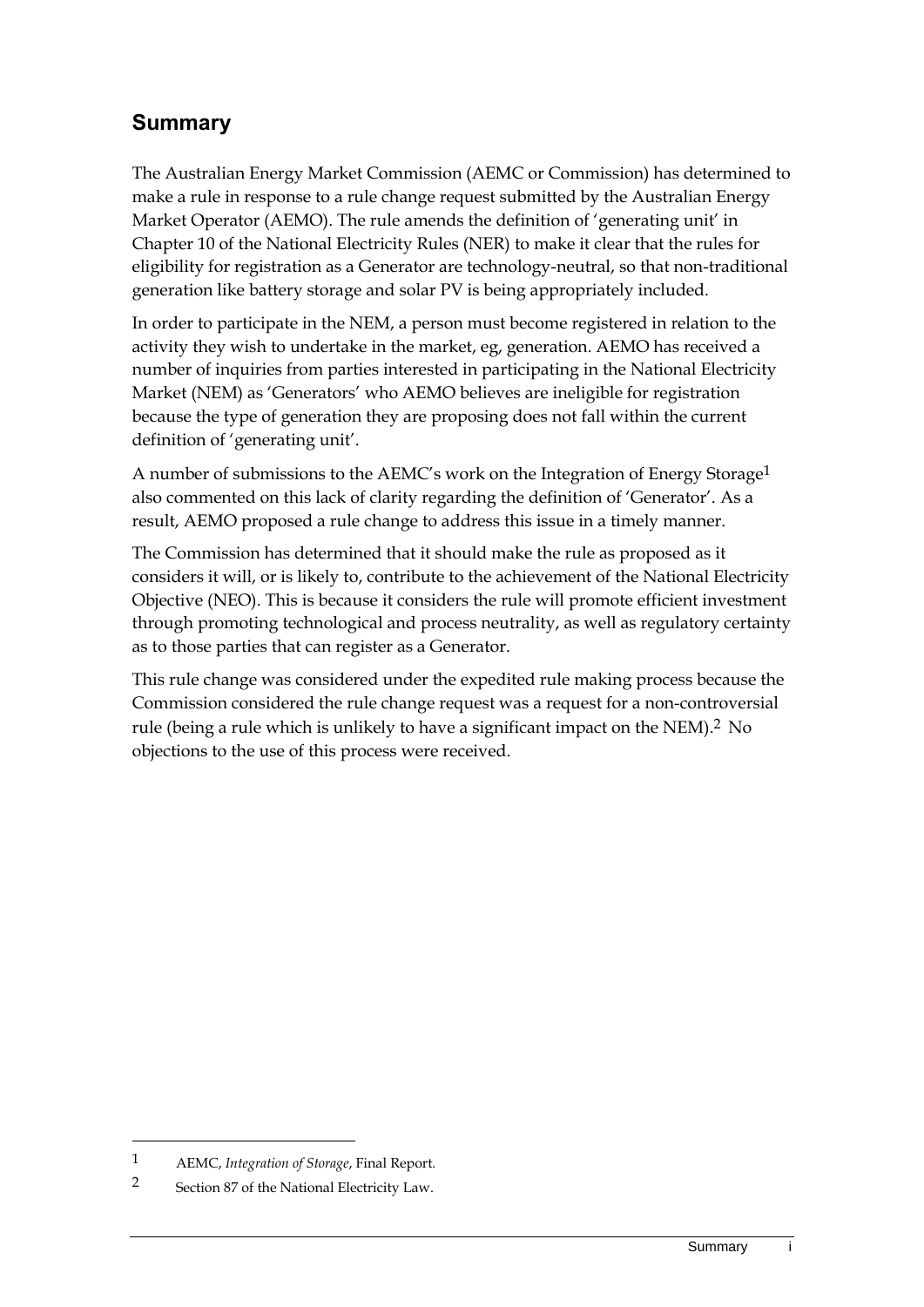## Summary

The Australian Energy Market Commission (AEMC or Commission) has determined to make a rule in response to a rule change request submitted by the Australian Energy Market Operator (AEMO). The rule amends the definition of 'generating unit' in Chapter 10 of the National Electricity Rules (NER) to make it clear that the rules for eligibility for registration as a Generator are technology-neutral, so that non-traditional generation like battery storage and solar PV is being appropriately included.

In order to participate in the NEM, a person must become registered in relation to the activity they wish to undertake in the market, eg, generation. AEMO has received a number of inquiries from parties interested in participating in the National Electricity Market (NEM) as 'Generators' who AEMO believes are ineligible for registration because the type of generation they are proposing does not fall within the current definition of 'generating unit'.

A number of submissions to the AEMC's work on the Integration of Energy Storage[1] also commented on this lack of clarity regarding the definition of 'Generator'. As a result, AEMO proposed a rule change to address this issue in a timely manner.

The Commission has determined that it should make the rule as proposed as it considers it will, or is likely to, contribute to the achievement of the National Electricity Objective (NEO). This is because it considers the rule will promote efficient investment through promoting technological and process neutrality, as well as regulatory certainty as to those parties that can register as a Generator.

This rule change was considered under the expedited rule making process because the Commission considered the rule change request was a request for a non-controversial rule (being a rule which is unlikely to have a significant impact on the NEM).[2] No objections to the use of this process were received.

---

1 AEMC, *Integration of Storage*, Final Report.

2 Section 87 of the National Electricity Law.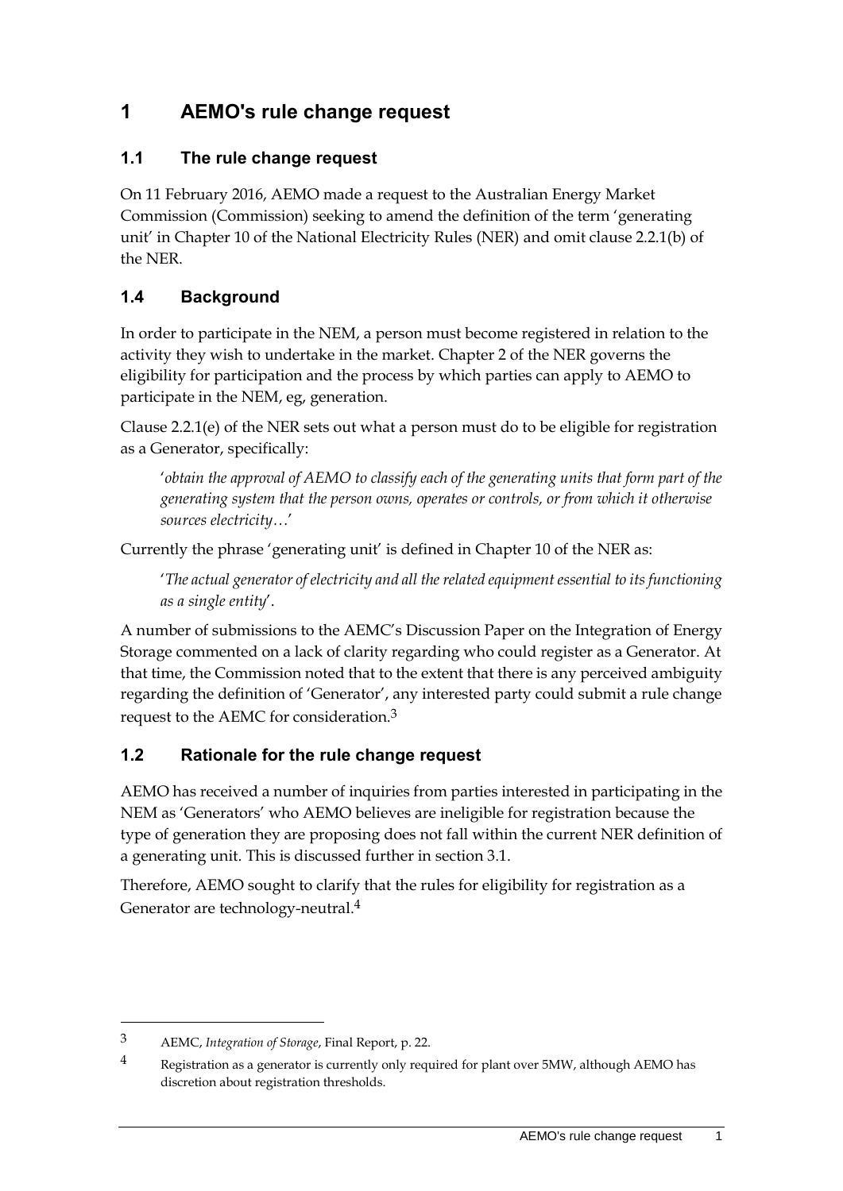# 1 AEMO's rule change request

## 1.1 The rule change request

On 11 February 2016, AEMO made a request to the Australian Energy Market Commission (Commission) seeking to amend the definition of the term 'generating unit' in Chapter 10 of the National Electricity Rules (NER) and omit clause 2.2.1(b) of the NER.

## 1.4 Background

In order to participate in the NEM, a person must become registered in relation to the activity they wish to undertake in the market. Chapter 2 of the NER governs the eligibility for participation and the process by which parties can apply to AEMO to participate in the NEM, eg, generation.

Clause 2.2.1(e) of the NER sets out what a person must do to be eligible for registration as a Generator, specifically:

> '*obtain the approval of AEMO to classify each of the generating units that form part of the generating system that the person owns, operates or controls, or from which it otherwise sources electricity…*'

Currently the phrase 'generating unit' is defined in Chapter 10 of the NER as:

> '*The actual generator of electricity and all the related equipment essential to its functioning as a single entity*'.

A number of submissions to the AEMC's Discussion Paper on the Integration of Energy Storage commented on a lack of clarity regarding who could register as a Generator. At that time, the Commission noted that to the extent that there is any perceived ambiguity regarding the definition of 'Generator', any interested party could submit a rule change request to the AEMC for consideration.[3]

## 1.2 Rationale for the rule change request

AEMO has received a number of inquiries from parties interested in participating in the NEM as 'Generators' who AEMO believes are ineligible for registration because the type of generation they are proposing does not fall within the current NER definition of a generating unit. This is discussed further in section 3.1.

Therefore, AEMO sought to clarify that the rules for eligibility for registration as a Generator are technology-neutral.[4]

---

[3] AEMC, *Integration of Storage*, Final Report, p. 22.

[4] Registration as a generator is currently only required for plant over 5MW, although AEMO has discretion about registration thresholds.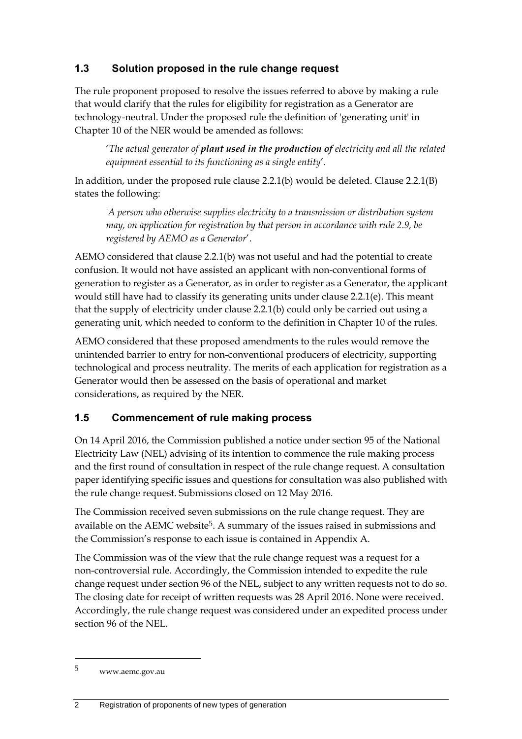## 1.3 Solution proposed in the rule change request

The rule proponent proposed to resolve the issues referred to above by making a rule that would clarify that the rules for eligibility for registration as a Generator are technology-neutral. Under the proposed rule the definition of 'generating unit' in Chapter 10 of the NER would be amended as follows:

> '*The ~~actual generator of~~ **plant used in the production of** electricity and all ~~the~~ related equipment essential to its functioning as a single entity*'.

In addition, under the proposed rule clause 2.2.1(b) would be deleted. Clause 2.2.1(B) states the following:

> '*A person who otherwise supplies electricity to a transmission or distribution system may, on application for registration by that person in accordance with rule 2.9, be registered by AEMO as a Generator*'.

AEMO considered that clause 2.2.1(b) was not useful and had the potential to create confusion. It would not have assisted an applicant with non-conventional forms of generation to register as a Generator, as in order to register as a Generator, the applicant would still have had to classify its generating units under clause 2.2.1(e). This meant that the supply of electricity under clause 2.2.1(b) could only be carried out using a generating unit, which needed to conform to the definition in Chapter 10 of the rules.

AEMO considered that these proposed amendments to the rules would remove the unintended barrier to entry for non-conventional producers of electricity, supporting technological and process neutrality. The merits of each application for registration as a Generator would then be assessed on the basis of operational and market considerations, as required by the NER.

## 1.5 Commencement of rule making process

On 14 April 2016, the Commission published a notice under section 95 of the National Electricity Law (NEL) advising of its intention to commence the rule making process and the first round of consultation in respect of the rule change request. A consultation paper identifying specific issues and questions for consultation was also published with the rule change request. Submissions closed on 12 May 2016.

The Commission received seven submissions on the rule change request. They are available on the AEMC website[5]. A summary of the issues raised in submissions and the Commission's response to each issue is contained in Appendix A.

The Commission was of the view that the rule change request was a request for a non-controversial rule. Accordingly, the Commission intended to expedite the rule change request under section 96 of the NEL, subject to any written requests not to do so. The closing date for receipt of written requests was 28 April 2016. None were received. Accordingly, the rule change request was considered under an expedited process under section 96 of the NEL.

---

[5] www.aemc.gov.au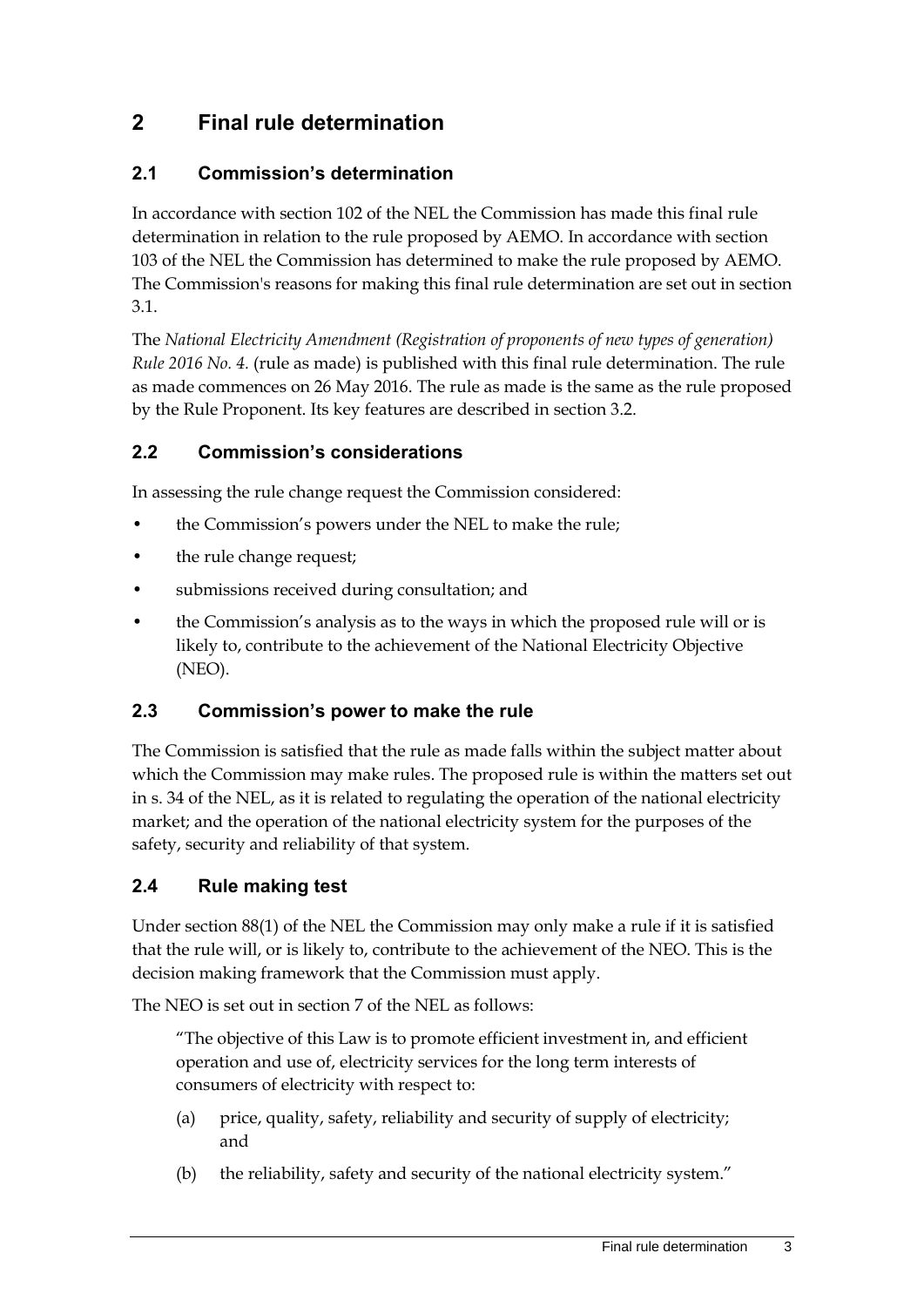# 2 Final rule determination

## 2.1 Commission's determination

In accordance with section 102 of the NEL the Commission has made this final rule determination in relation to the rule proposed by AEMO. In accordance with section 103 of the NEL the Commission has determined to make the rule proposed by AEMO. The Commission's reasons for making this final rule determination are set out in section 3.1.

The *National Electricity Amendment (Registration of proponents of new types of generation) Rule 2016 No. 4.* (rule as made) is published with this final rule determination. The rule as made commences on 26 May 2016. The rule as made is the same as the rule proposed by the Rule Proponent. Its key features are described in section 3.2.

## 2.2 Commission's considerations

In assessing the rule change request the Commission considered:

- the Commission's powers under the NEL to make the rule;
- the rule change request;
- submissions received during consultation; and
- the Commission's analysis as to the ways in which the proposed rule will or is likely to, contribute to the achievement of the National Electricity Objective (NEO).

## 2.3 Commission's power to make the rule

The Commission is satisfied that the rule as made falls within the subject matter about which the Commission may make rules. The proposed rule is within the matters set out in s. 34 of the NEL, as it is related to regulating the operation of the national electricity market; and the operation of the national electricity system for the purposes of the safety, security and reliability of that system.

## 2.4 Rule making test

Under section 88(1) of the NEL the Commission may only make a rule if it is satisfied that the rule will, or is likely to, contribute to the achievement of the NEO. This is the decision making framework that the Commission must apply.

The NEO is set out in section 7 of the NEL as follows:

> "The objective of this Law is to promote efficient investment in, and efficient operation and use of, electricity services for the long term interests of consumers of electricity with respect to:
>
> (a) price, quality, safety, reliability and security of supply of electricity; and
>
> (b) the reliability, safety and security of the national electricity system."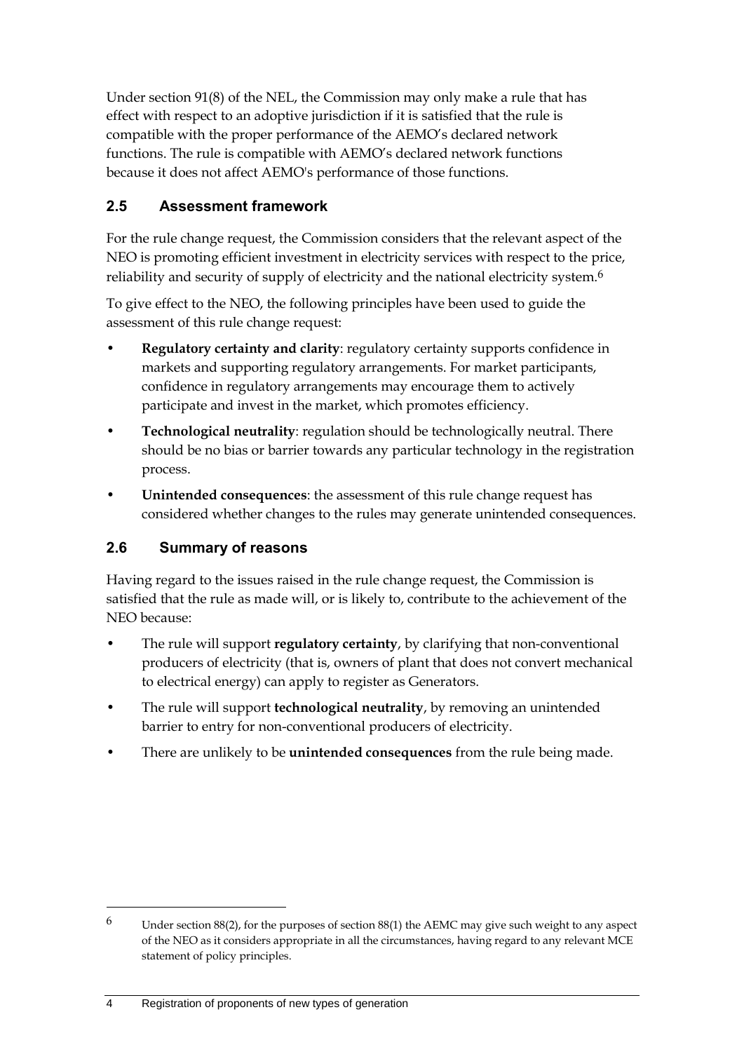Under section 91(8) of the NEL, the Commission may only make a rule that has effect with respect to an adoptive jurisdiction if it is satisfied that the rule is compatible with the proper performance of the AEMO's declared network functions. The rule is compatible with AEMO's declared network functions because it does not affect AEMO's performance of those functions.

## 2.5 Assessment framework

For the rule change request, the Commission considers that the relevant aspect of the NEO is promoting efficient investment in electricity services with respect to the price, reliability and security of supply of electricity and the national electricity system.[6]

To give effect to the NEO, the following principles have been used to guide the assessment of this rule change request:

- **Regulatory certainty and clarity**: regulatory certainty supports confidence in markets and supporting regulatory arrangements. For market participants, confidence in regulatory arrangements may encourage them to actively participate and invest in the market, which promotes efficiency.
- **Technological neutrality**: regulation should be technologically neutral. There should be no bias or barrier towards any particular technology in the registration process.
- **Unintended consequences**: the assessment of this rule change request has considered whether changes to the rules may generate unintended consequences.

## 2.6 Summary of reasons

Having regard to the issues raised in the rule change request, the Commission is satisfied that the rule as made will, or is likely to, contribute to the achievement of the NEO because:

- The rule will support **regulatory certainty**, by clarifying that non-conventional producers of electricity (that is, owners of plant that does not convert mechanical to electrical energy) can apply to register as Generators.
- The rule will support **technological neutrality**, by removing an unintended barrier to entry for non-conventional producers of electricity.
- There are unlikely to be **unintended consequences** from the rule being made.

---

[6] Under section 88(2), for the purposes of section 88(1) the AEMC may give such weight to any aspect of the NEO as it considers appropriate in all the circumstances, having regard to any relevant MCE statement of policy principles.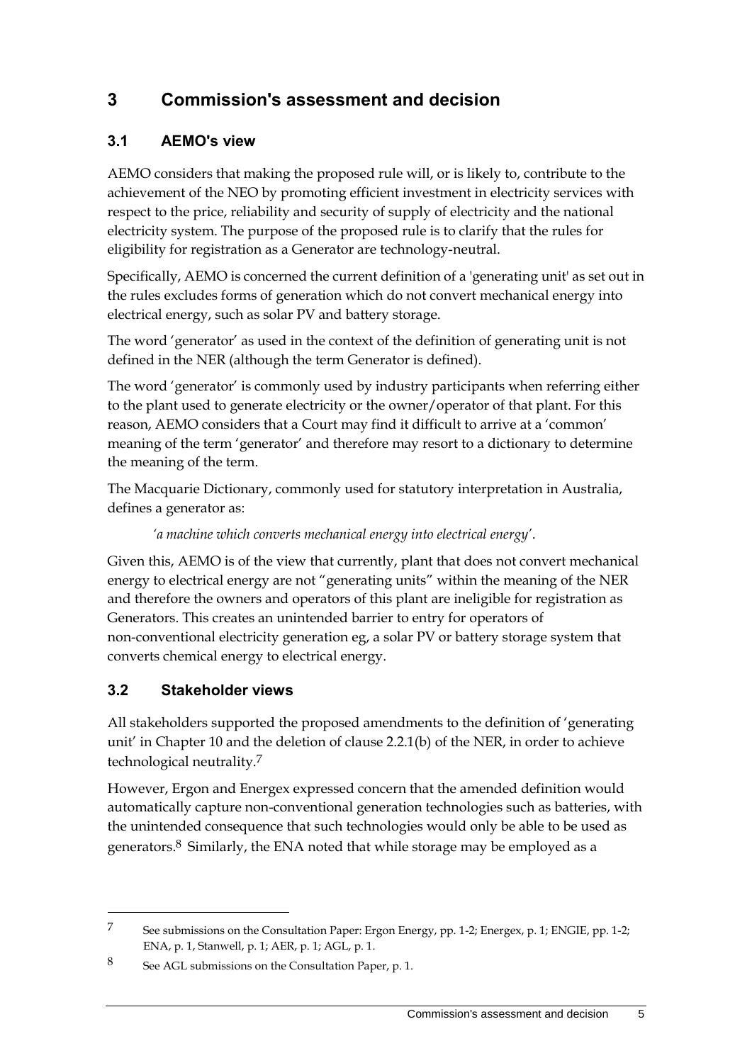# 3 Commission's assessment and decision

## 3.1 AEMO's view

AEMO considers that making the proposed rule will, or is likely to, contribute to the achievement of the NEO by promoting efficient investment in electricity services with respect to the price, reliability and security of supply of electricity and the national electricity system. The purpose of the proposed rule is to clarify that the rules for eligibility for registration as a Generator are technology-neutral.

Specifically, AEMO is concerned the current definition of a 'generating unit' as set out in the rules excludes forms of generation which do not convert mechanical energy into electrical energy, such as solar PV and battery storage.

The word 'generator' as used in the context of the definition of generating unit is not defined in the NER (although the term Generator is defined).

The word 'generator' is commonly used by industry participants when referring either to the plant used to generate electricity or the owner/operator of that plant. For this reason, AEMO considers that a Court may find it difficult to arrive at a 'common' meaning of the term 'generator' and therefore may resort to a dictionary to determine the meaning of the term.

The Macquarie Dictionary, commonly used for statutory interpretation in Australia, defines a generator as:

> *'a machine which converts mechanical energy into electrical energy'*.

Given this, AEMO is of the view that currently, plant that does not convert mechanical energy to electrical energy are not "generating units" within the meaning of the NER and therefore the owners and operators of this plant are ineligible for registration as Generators. This creates an unintended barrier to entry for operators of non-conventional electricity generation eg, a solar PV or battery storage system that converts chemical energy to electrical energy.

## 3.2 Stakeholder views

All stakeholders supported the proposed amendments to the definition of 'generating unit' in Chapter 10 and the deletion of clause 2.2.1(b) of the NER, in order to achieve technological neutrality.[7]

However, Ergon and Energex expressed concern that the amended definition would automatically capture non-conventional generation technologies such as batteries, with the unintended consequence that such technologies would only be able to be used as generators.[8] Similarly, the ENA noted that while storage may be employed as a

---

[7] See submissions on the Consultation Paper: Ergon Energy, pp. 1-2; Energex, p. 1; ENGIE, pp. 1-2; ENA, p. 1, Stanwell, p. 1; AER, p. 1; AGL, p. 1.

[8] See AGL submissions on the Consultation Paper, p. 1.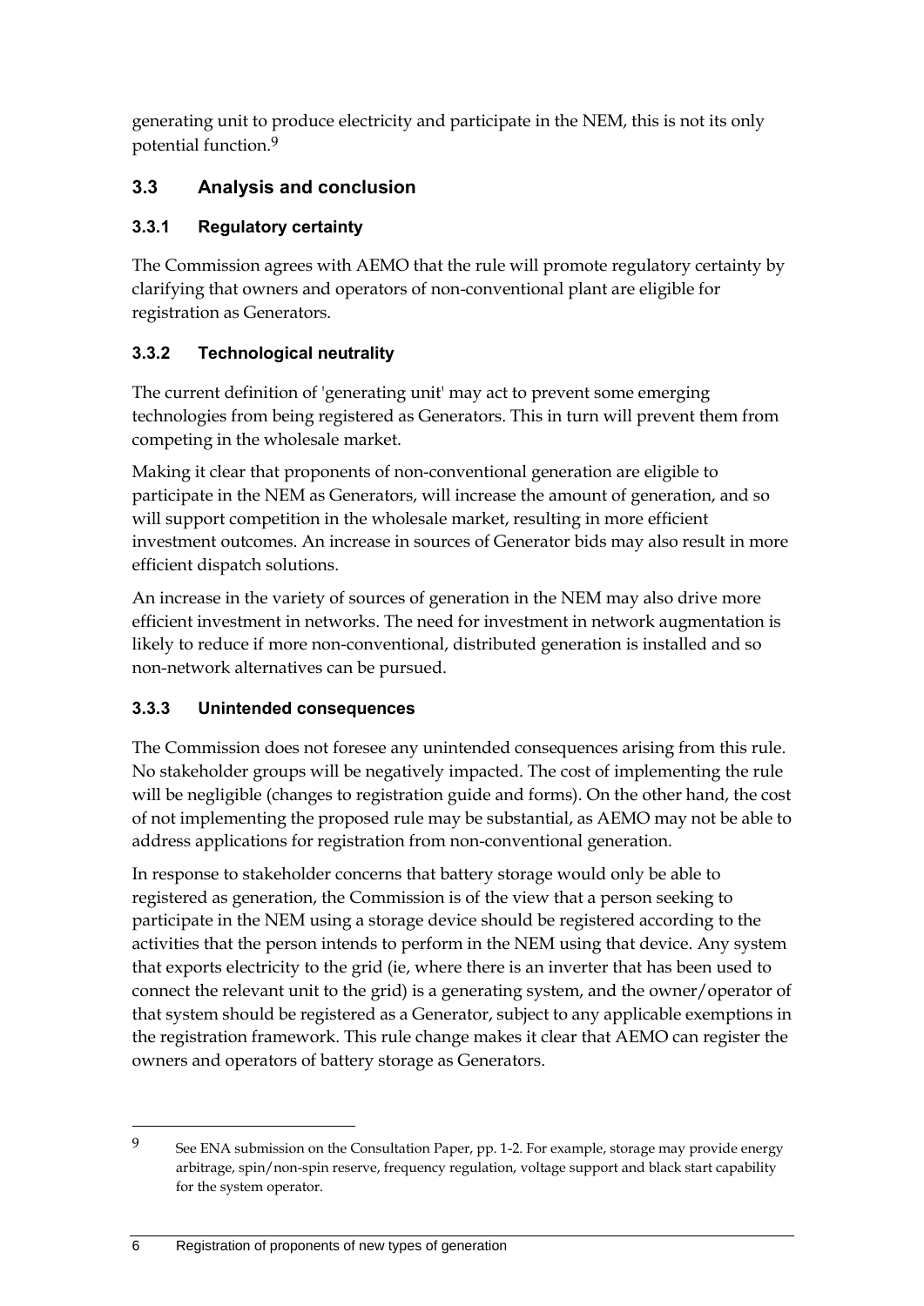generating unit to produce electricity and participate in the NEM, this is not its only potential function.[9]

## 3.3 Analysis and conclusion

### 3.3.1 Regulatory certainty

The Commission agrees with AEMO that the rule will promote regulatory certainty by clarifying that owners and operators of non-conventional plant are eligible for registration as Generators.

### 3.3.2 Technological neutrality

The current definition of 'generating unit' may act to prevent some emerging technologies from being registered as Generators. This in turn will prevent them from competing in the wholesale market.

Making it clear that proponents of non-conventional generation are eligible to participate in the NEM as Generators, will increase the amount of generation, and so will support competition in the wholesale market, resulting in more efficient investment outcomes. An increase in sources of Generator bids may also result in more efficient dispatch solutions.

An increase in the variety of sources of generation in the NEM may also drive more efficient investment in networks. The need for investment in network augmentation is likely to reduce if more non-conventional, distributed generation is installed and so non-network alternatives can be pursued.

### 3.3.3 Unintended consequences

The Commission does not foresee any unintended consequences arising from this rule. No stakeholder groups will be negatively impacted. The cost of implementing the rule will be negligible (changes to registration guide and forms). On the other hand, the cost of not implementing the proposed rule may be substantial, as AEMO may not be able to address applications for registration from non-conventional generation.

In response to stakeholder concerns that battery storage would only be able to registered as generation, the Commission is of the view that a person seeking to participate in the NEM using a storage device should be registered according to the activities that the person intends to perform in the NEM using that device. Any system that exports electricity to the grid (ie, where there is an inverter that has been used to connect the relevant unit to the grid) is a generating system, and the owner/operator of that system should be registered as a Generator, subject to any applicable exemptions in the registration framework. This rule change makes it clear that AEMO can register the owners and operators of battery storage as Generators.

---

[9] See ENA submission on the Consultation Paper, pp. 1-2. For example, storage may provide energy arbitrage, spin/non-spin reserve, frequency regulation, voltage support and black start capability for the system operator.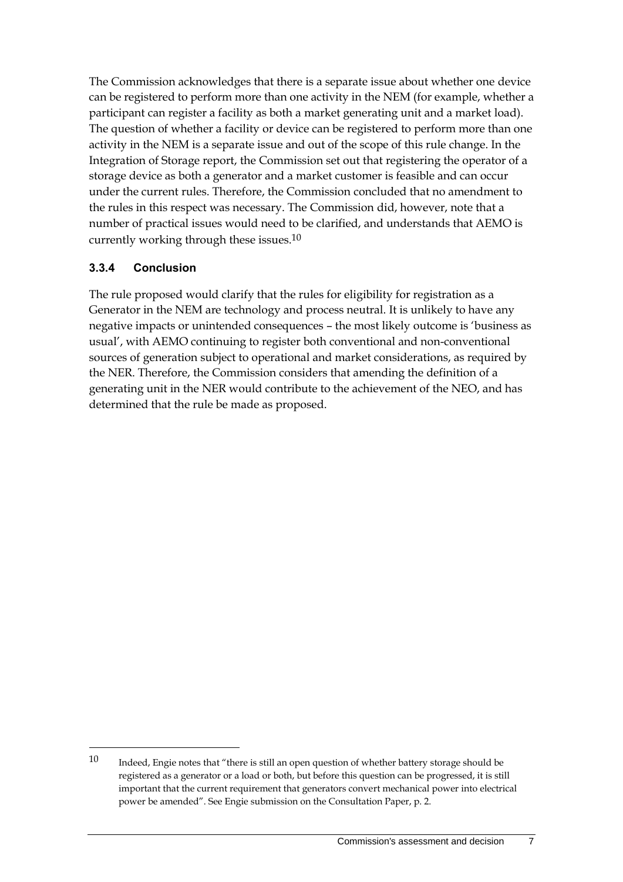The Commission acknowledges that there is a separate issue about whether one device can be registered to perform more than one activity in the NEM (for example, whether a participant can register a facility as both a market generating unit and a market load). The question of whether a facility or device can be registered to perform more than one activity in the NEM is a separate issue and out of the scope of this rule change. In the Integration of Storage report, the Commission set out that registering the operator of a storage device as both a generator and a market customer is feasible and can occur under the current rules. Therefore, the Commission concluded that no amendment to the rules in this respect was necessary. The Commission did, however, note that a number of practical issues would need to be clarified, and understands that AEMO is currently working through these issues.[10]

### 3.3.4 Conclusion

The rule proposed would clarify that the rules for eligibility for registration as a Generator in the NEM are technology and process neutral. It is unlikely to have any negative impacts or unintended consequences – the most likely outcome is 'business as usual', with AEMO continuing to register both conventional and non-conventional sources of generation subject to operational and market considerations, as required by the NER. Therefore, the Commission considers that amending the definition of a generating unit in the NER would contribute to the achievement of the NEO, and has determined that the rule be made as proposed.

---

[10] Indeed, Engie notes that "there is still an open question of whether battery storage should be registered as a generator or a load or both, but before this question can be progressed, it is still important that the current requirement that generators convert mechanical power into electrical power be amended". See Engie submission on the Consultation Paper, p. 2.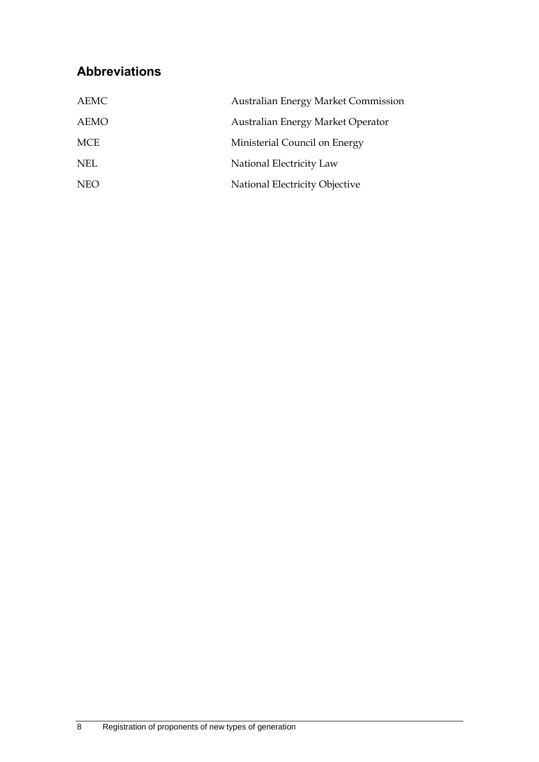## Abbreviations

| | |
|---|---|
| AEMC | Australian Energy Market Commission |
| AEMO | Australian Energy Market Operator |
| MCE | Ministerial Council on Energy |
| NEL | National Electricity Law |
| NEO | National Electricity Objective |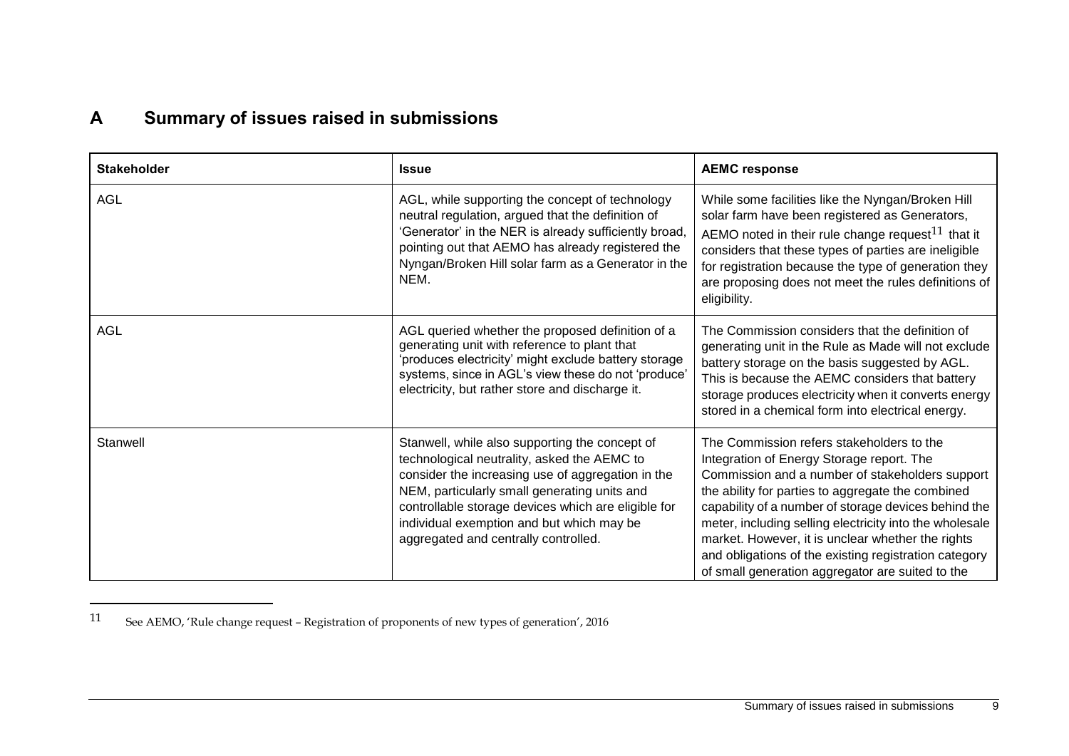# A Summary of issues raised in submissions

| Stakeholder | Issue | AEMC response |
|---|---|---|
| AGL | AGL, while supporting the concept of technology neutral regulation, argued that the definition of 'Generator' in the NER is already sufficiently broad, pointing out that AEMO has already registered the Nyngan/Broken Hill solar farm as a Generator in the NEM. | While some facilities like the Nyngan/Broken Hill solar farm have been registered as Generators, AEMO noted in their rule change request[11] that it considers that these types of parties are ineligible for registration because the type of generation they are proposing does not meet the rules definitions of eligibility. |
| AGL | AGL queried whether the proposed definition of a generating unit with reference to plant that 'produces electricity' might exclude battery storage systems, since in AGL's view these do not 'produce' electricity, but rather store and discharge it. | The Commission considers that the definition of generating unit in the Rule as Made will not exclude battery storage on the basis suggested by AGL. This is because the AEMC considers that battery storage produces electricity when it converts energy stored in a chemical form into electrical energy. |
| Stanwell | Stanwell, while also supporting the concept of technological neutrality, asked the AEMC to consider the increasing use of aggregation in the NEM, particularly small generating units and controllable storage devices which are eligible for individual exemption and but which may be aggregated and centrally controlled. | The Commission refers stakeholders to the Integration of Energy Storage report. The Commission and a number of stakeholders support the ability for parties to aggregate the combined capability of a number of storage devices behind the meter, including selling electricity into the wholesale market. However, it is unclear whether the rights and obligations of the existing registration category of small generation aggregator are suited to the |

[11] See AEMO, 'Rule change request – Registration of proponents of new types of generation', 2016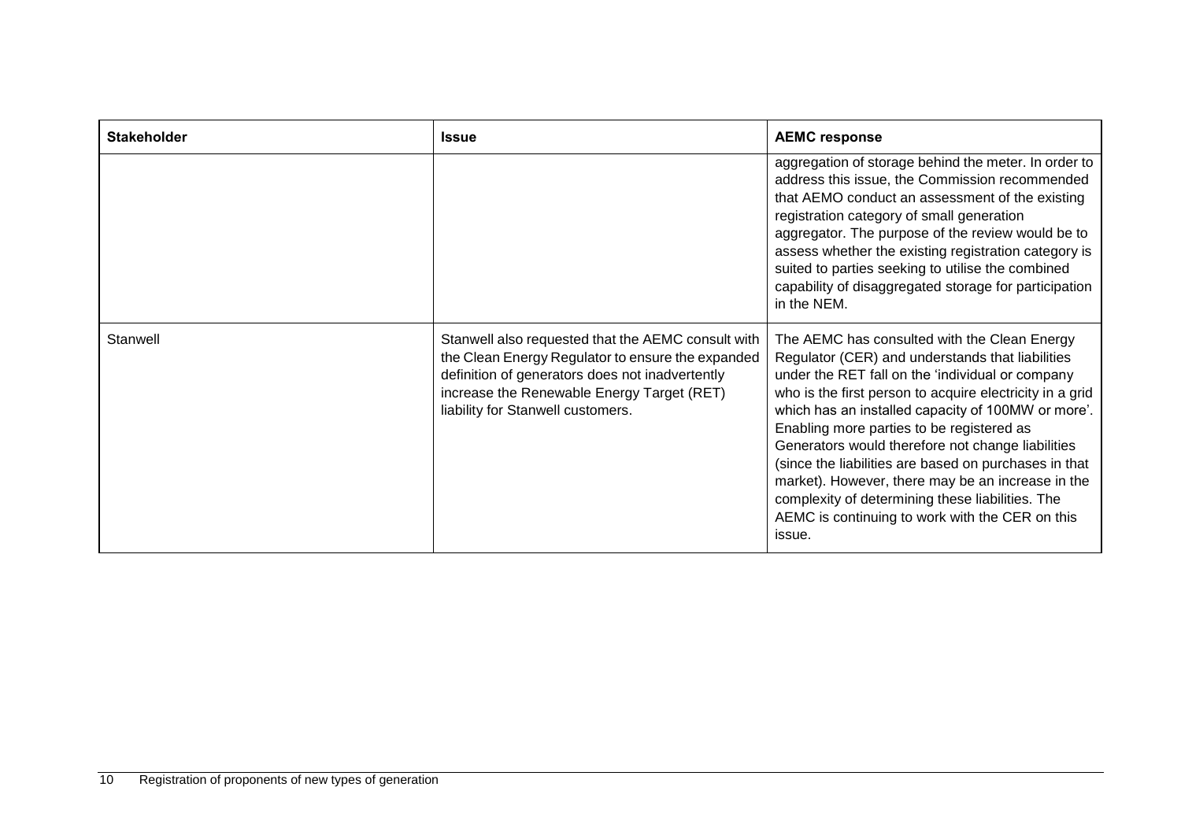| Stakeholder | Issue | AEMC response |
| --- | --- | --- |
| | | aggregation of storage behind the meter. In order to address this issue, the Commission recommended that AEMO conduct an assessment of the existing registration category of small generation aggregator. The purpose of the review would be to assess whether the existing registration category is suited to parties seeking to utilise the combined capability of disaggregated storage for participation in the NEM. |
| Stanwell | Stanwell also requested that the AEMC consult with the Clean Energy Regulator to ensure the expanded definition of generators does not inadvertently increase the Renewable Energy Target (RET) liability for Stanwell customers. | The AEMC has consulted with the Clean Energy Regulator (CER) and understands that liabilities under the RET fall on the 'individual or company who is the first person to acquire electricity in a grid which has an installed capacity of 100MW or more'. Enabling more parties to be registered as Generators would therefore not change liabilities (since the liabilities are based on purchases in that market). However, there may be an increase in the complexity of determining these liabilities. The AEMC is continuing to work with the CER on this issue. |